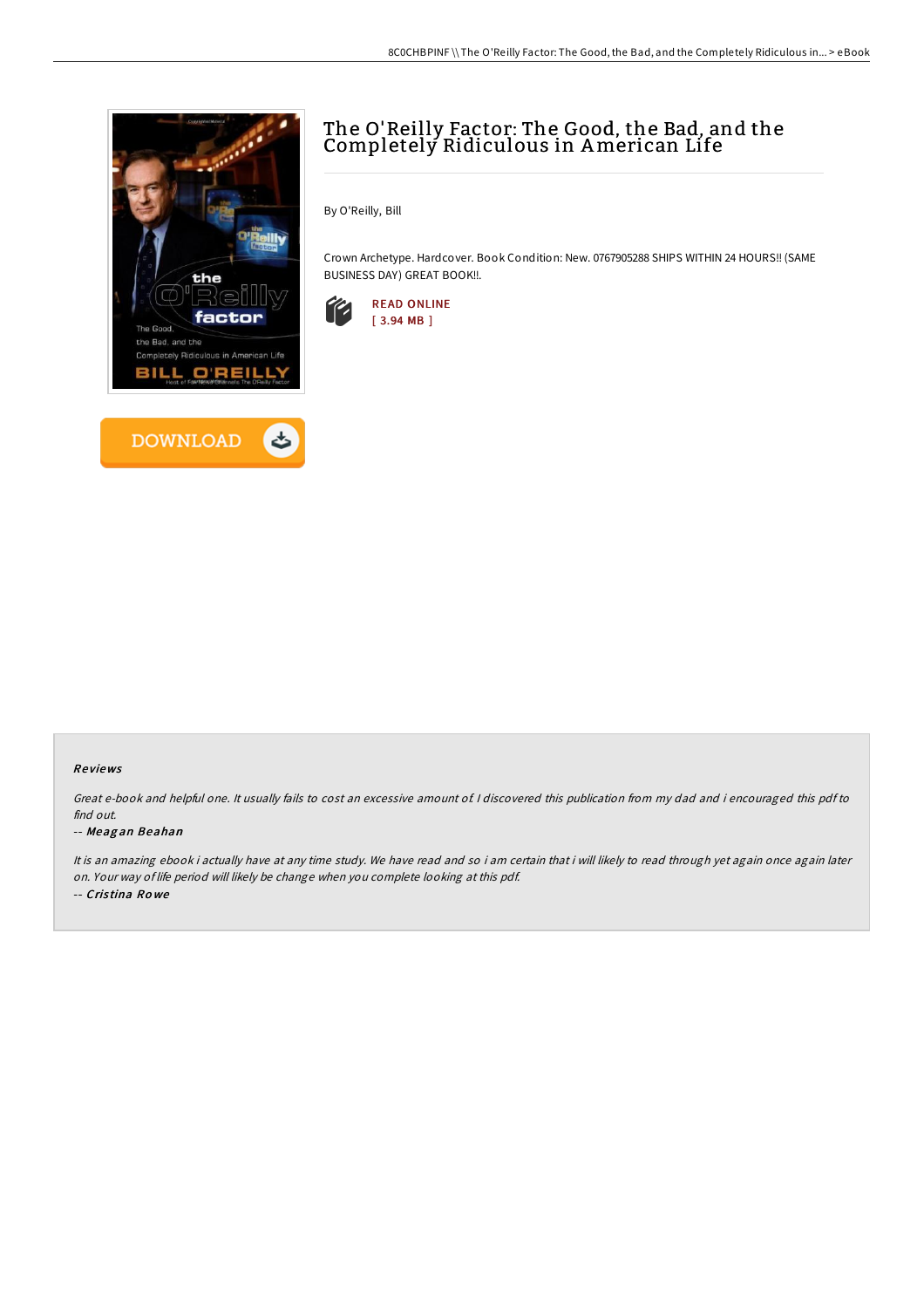# The O'Reilly Factor: The Good, the Bad, and the Completely Ridiculous in American Life

By O'Reilly, Bill

Crown Archetype. Hardcover. Book Condition: New. 0767905288 SHIPS WITHIN 24 HOURS!! (SAME BUSINESS DAY) GREAT BOOK!!.

READ ONLINE
[ 3.94 MB ]

DOWNLOAD

### Reviews

*Great e-book and helpful one. It usually fails to cost an excessive amount of. I discovered this publication from my dad and i encouraged this pdf to find out.*

-- ***Meagan Beahan***

*It is an amazing ebook i actually have at any time study. We have read and so i am certain that i will likely to read through yet again once again later on. Your way of life period will likely be change when you complete looking at this pdf.*

-- ***Cristina Rowe***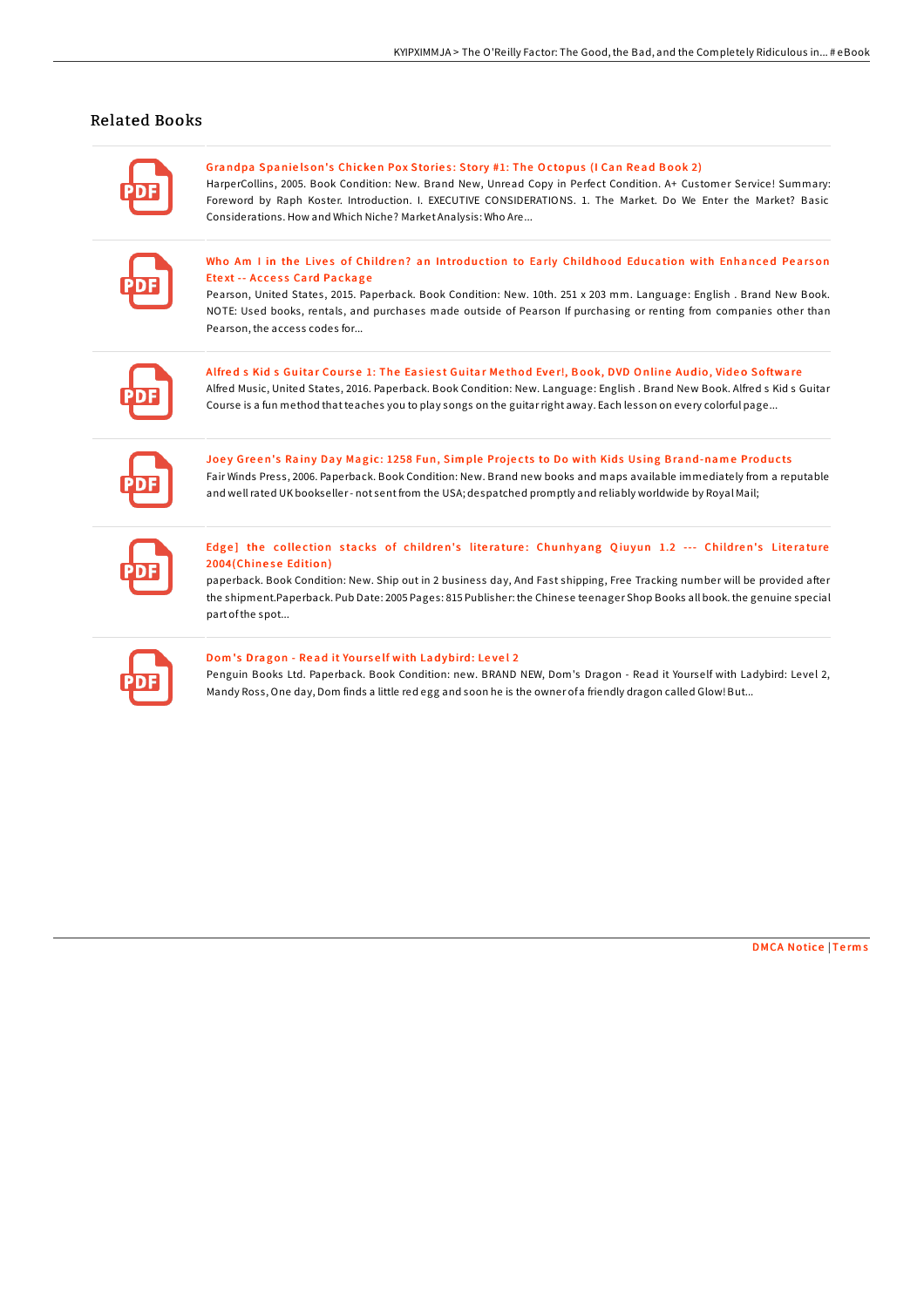## Related Books

### Grandpa Spanielson's Chicken Pox Stories: Story #1: The Octopus (I Can Read Book 2)

HarperCollins, 2005. Book Condition: New. Brand New, Unread Copy in Perfect Condition. A+ Customer Service! Summary: Foreword by Raph Koster. Introduction. I. EXECUTIVE CONSIDERATIONS. 1. The Market. Do We Enter the Market? Basic Considerations. How and Which Niche? Market Analysis: Who Are...

### Who Am I in the Lives of Children? an Introduction to Early Childhood Education with Enhanced Pearson Etext -- Access Card Package

Pearson, United States, 2015. Paperback. Book Condition: New. 10th. 251 x 203 mm. Language: English . Brand New Book. NOTE: Used books, rentals, and purchases made outside of Pearson If purchasing or renting from companies other than Pearson, the access codes for...

### Alfred s Kid s Guitar Course 1: The Easiest Guitar Method Ever!, Book, DVD Online Audio, Video Software

Alfred Music, United States, 2016. Paperback. Book Condition: New. Language: English . Brand New Book. Alfred s Kid s Guitar Course is a fun method that teaches you to play songs on the guitar right away. Each lesson on every colorful page...

### Joey Green's Rainy Day Magic: 1258 Fun, Simple Projects to Do with Kids Using Brand-name Products

Fair Winds Press, 2006. Paperback. Book Condition: New. Brand new books and maps available immediately from a reputable and well rated UK bookseller - not sent from the USA; despatched promptly and reliably worldwide by Royal Mail;

### Edge] the collection stacks of children's literature: Chunhyang Qiuyun 1.2 --- Children's Literature 2004(Chinese Edition)

paperback. Book Condition: New. Ship out in 2 business day, And Fast shipping, Free Tracking number will be provided after the shipment.Paperback. Pub Date: 2005 Pages: 815 Publisher: the Chinese teenager Shop Books all book. the genuine special part of the spot...

### Dom's Dragon - Read it Yourself with Ladybird: Level 2

Penguin Books Ltd. Paperback. Book Condition: new. BRAND NEW, Dom's Dragon - Read it Yourself with Ladybird: Level 2, Mandy Ross, One day, Dom finds a little red egg and soon he is the owner of a friendly dragon called Glow! But...

DMCA Notice | Terms